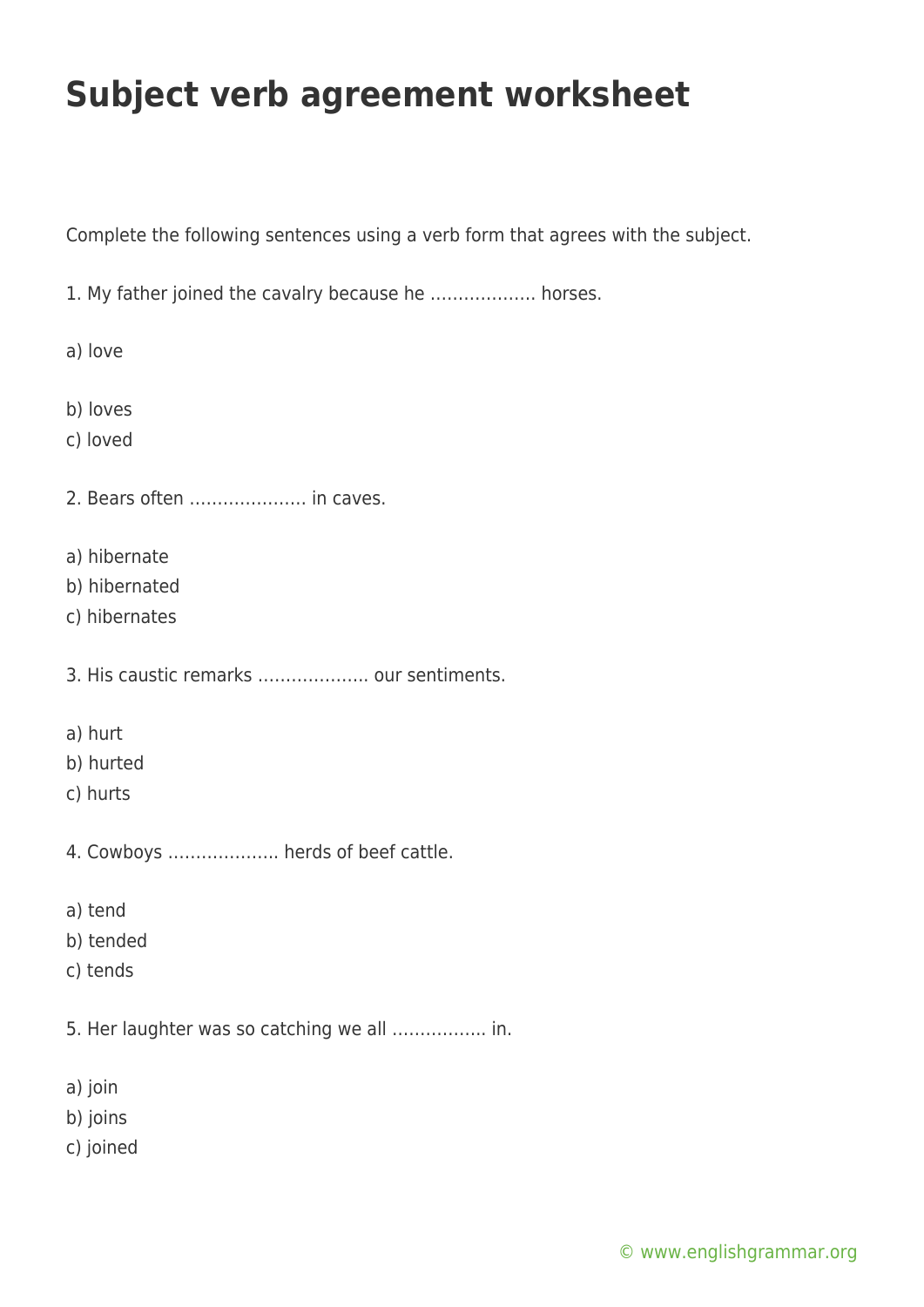# Subject verb agreement worksheet

Complete the following sentences using a verb form that agrees with the subject.

1. My father joined the cavalry because he ………………. horses.

a) love

b) loves
c) loved

2. Bears often ………………… in caves.

a) hibernate
b) hibernated
c) hibernates

3. His caustic remarks ……………….. our sentiments.

a) hurt
b) hurted
c) hurts

4. Cowboys ……………….. herds of beef cattle.

a) tend
b) tended
c) tends

5. Her laughter was so catching we all ……………. in.

a) join
b) joins
c) joined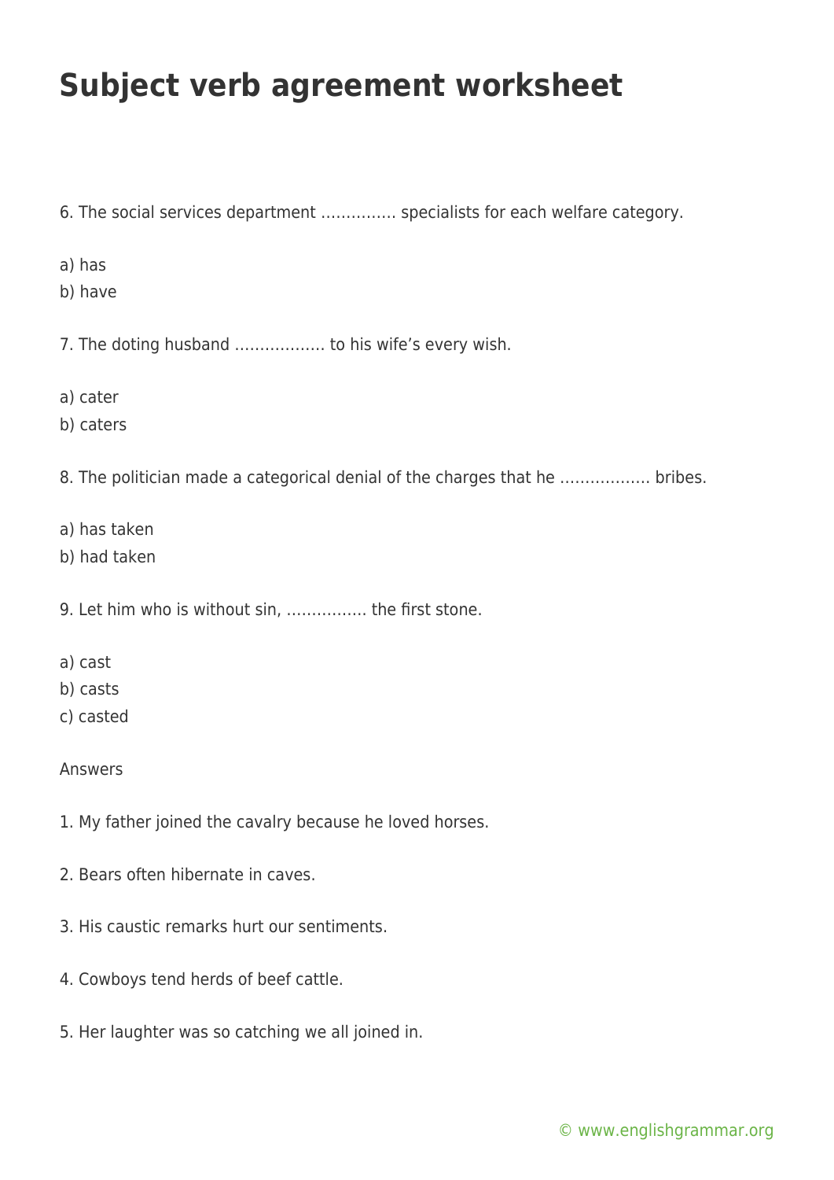# Subject verb agreement worksheet

6. The social services department …………… specialists for each welfare category.

a) has
b) have

7. The doting husband ……………… to his wife's every wish.

a) cater
b) caters

8. The politician made a categorical denial of the charges that he ……………… bribes.

a) has taken
b) had taken

9. Let him who is without sin, ……………. the first stone.

a) cast
b) casts
c) casted

Answers

1. My father joined the cavalry because he loved horses.

2. Bears often hibernate in caves.

3. His caustic remarks hurt our sentiments.

4. Cowboys tend herds of beef cattle.

5. Her laughter was so catching we all joined in.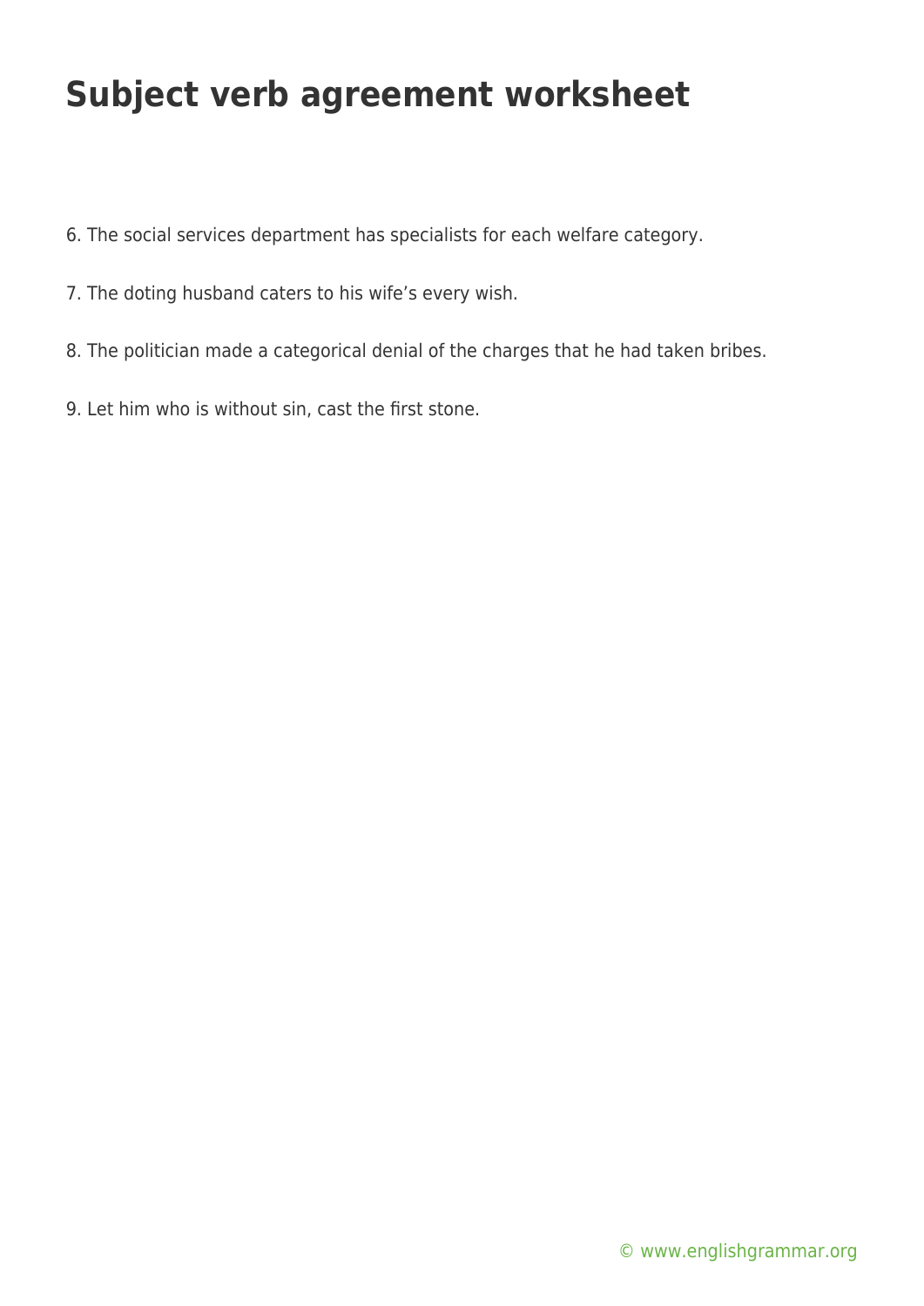# Subject verb agreement worksheet

6. The social services department has specialists for each welfare category.

7. The doting husband caters to his wife's every wish.

8. The politician made a categorical denial of the charges that he had taken bribes.

9. Let him who is without sin, cast the first stone.